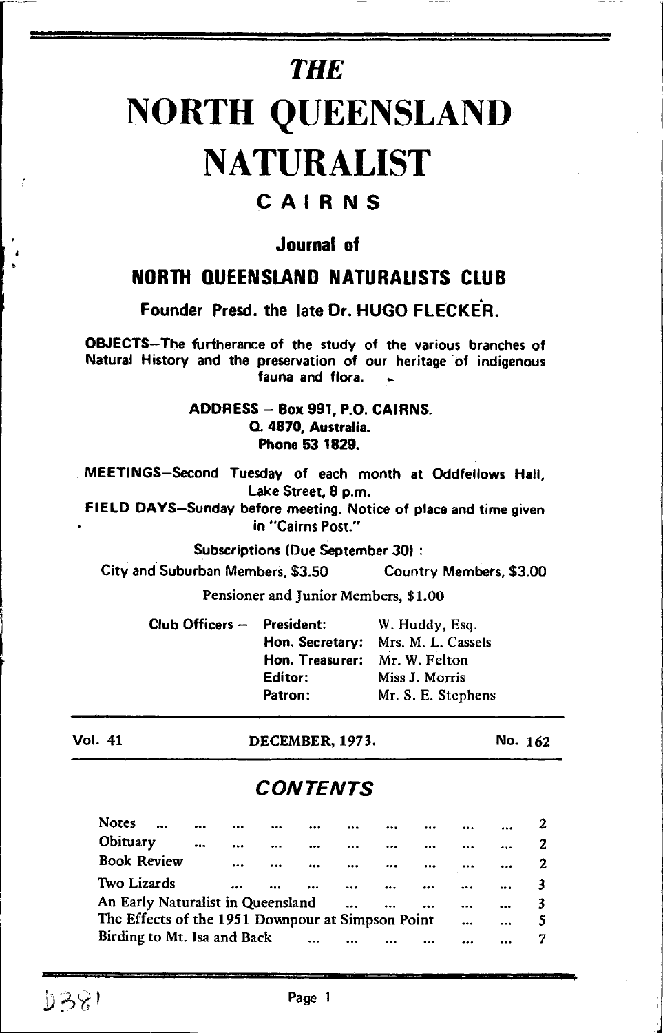# THE

# NORTH QUEENSLAND NATURALIST

## CAIRNS

### Journal of

### NORTH QUEENSLAND NATURALISTS CLUB

**Founder Presd. the late Dr. HUGO FLECKER.**

**OBJECTS**—The furtherance of the study of the various branches of Natural History and the preservation of our heritage of indigenous fauna and flora.

**ADDRESS – Box 991, P.O. CAIRNS.**
**Q. 4870, Australia.**
**Phone 53 1829.**

**MEETINGS**—Second Tuesday of each month at Oddfellows Hall, Lake Street, 8 p.m.

**FIELD DAYS**—Sunday before meeting. Notice of place and time given in "Cairns Post."

Subscriptions (Due September 30) :

City and Suburban Members, $3.50 Country Members, $3.00

Pensioner and Junior Members, $1.00

| Club Officers — | | |
|---|---|---|
| | **President:** | W. Huddy, Esq. |
| | **Hon. Secretary:** | Mrs. M. L. Cassels |
| | **Hon. Treasurer:** | Mr. W. Felton |
| | **Editor:** | Miss J. Morris |
| | **Patron:** | Mr. S. E. Stephens |

**Vol. 41** **DECEMBER, 1973.** **No. 162**

## CONTENTS

| | |
|---|---|
| Notes | 2 |
| Obituary | 2 |
| Book Review | 2 |
| Two Lizards | 3 |
| An Early Naturalist in Queensland | 3 |
| The Effects of the 1951 Downpour at Simpson Point | 5 |
| Birding to Mt. Isa and Back | 7 |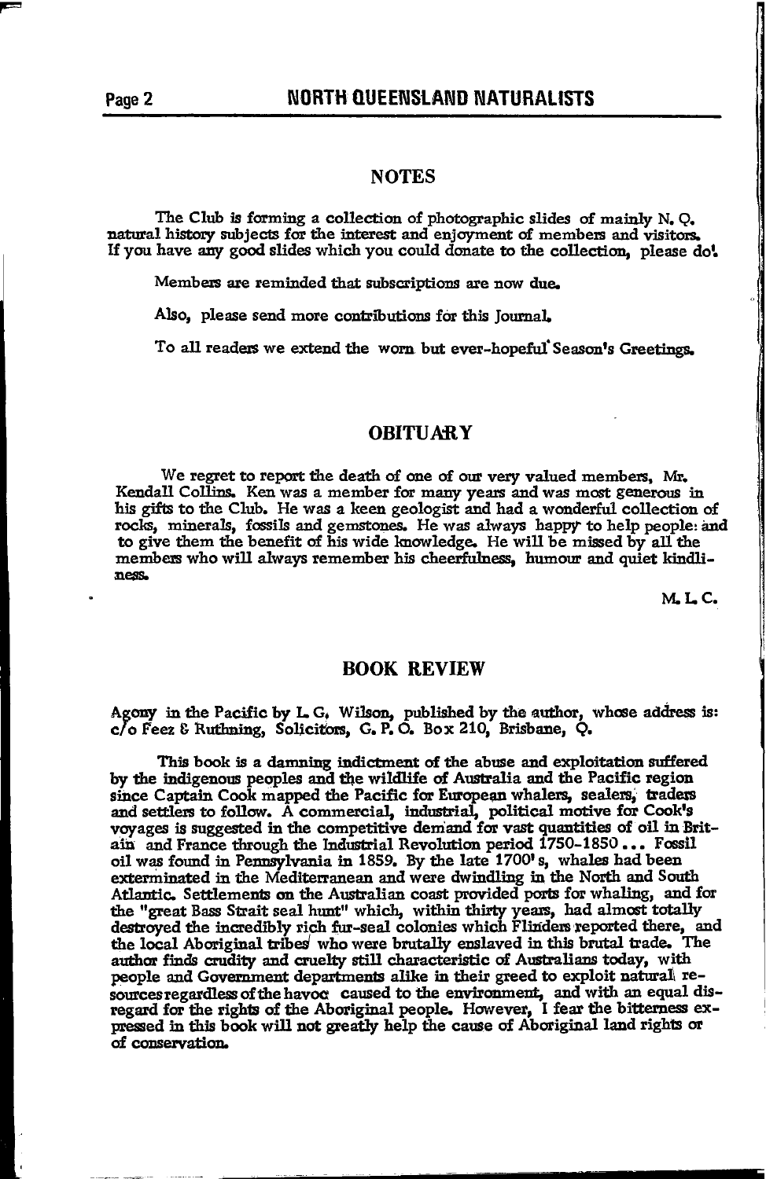## NOTES

The Club is forming a collection of photographic slides of mainly N. Q. natural history subjects for the interest and enjoyment of members and visitors. If you have any good slides which you could donate to the collection, please do!

Members are reminded that subscriptions are now due.

Also, please send more contributions for this Journal.

To all readers we extend the worn but ever-hopeful Season's Greetings.

## OBITUARY

We regret to report the death of one of our very valued members, Mr. Kendall Collins. Ken was a member for many years and was most generous in his gifts to the Club. He was a keen geologist and had a wonderful collection of rocks, minerals, fossils and gemstones. He was always happy to help people: and to give them the benefit of his wide knowledge. He will be missed by all the members who will always remember his cheerfulness, humour and quiet kindliness.

M. L. C.

## BOOK REVIEW

Agony in the Pacific by L. G. Wilson, published by the author, whose address is: c/o Feez & Ruthning, Solicitors, G. P. O. Box 210, Brisbane, Q.

This book is a damning indictment of the abuse and exploitation suffered by the indigenous peoples and the wildlife of Australia and the Pacific region since Captain Cook mapped the Pacific for European whalers, sealers, traders and settlers to follow. A commercial, industrial, political motive for Cook's voyages is suggested in the competitive demand for vast quantities of oil in Britain and France through the Industrial Revolution period 1750-1850 ... Fossil oil was found in Pennsylvania in 1859. By the late 1700's, whales had been exterminated in the Mediterranean and were dwindling in the North and South Atlantic. Settlements on the Australian coast provided ports for whaling, and for the "great Bass Strait seal hunt" which, within thirty years, had almost totally destroyed the incredibly rich fur-seal colonies which Flinders reported there, and the local Aboriginal tribes who were brutally enslaved in this brutal trade. The author finds crudity and cruelty still characteristic of Australians today, with people and Government departments alike in their greed to exploit natural resources regardless of the havoc caused to the environment, and with an equal disregard for the rights of the Aboriginal people. However, I fear the bitterness expressed in this book will not greatly help the cause of Aboriginal land rights or of conservation.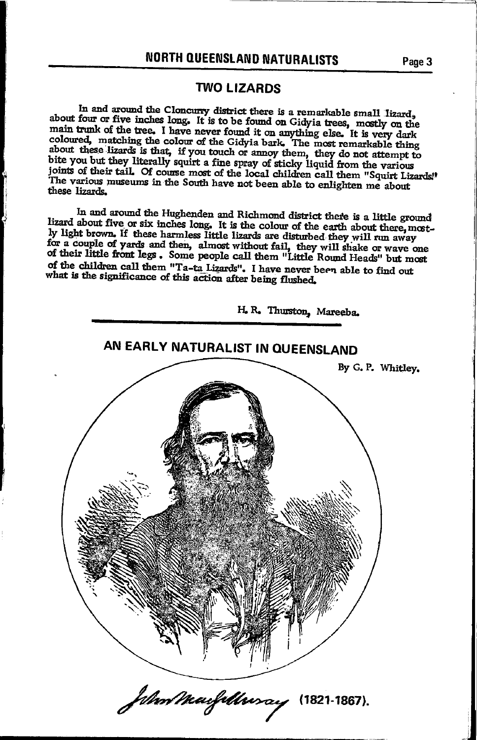## TWO LIZARDS

In and around the Cloncurry district there is a remarkable small lizard, about four or five inches long. It is to be found on Gidyia trees, mostly on the main trunk of the tree. I have never found it on anything else. It is very dark coloured, matching the colour of the Gidyia bark. The most remarkable thing about these lizards is that, if you touch or annoy them, they do not attempt to bite you but they literally squirt a fine spray of sticky liquid from the various joints of their tail. Of course most of the local children call them "Squirt Lizards!" The various museums in the South have not been able to enlighten me about these lizards.

In and around the Hughenden and Richmond district there is a little ground lizard about five or six inches long. It is the colour of the earth about there, mostly light brown. If these harmless little lizards are disturbed they will run away for a couple of yards and then, almost without fail, they will shake or wave one of their little front legs. Some people call them "Little Round Heads" but most of the children call them "Ta-ta Lizards". I have never been able to find out what is the significance of this action after being flushed.

H. R. Thurston, Mareeba.

## AN EARLY NATURALIST IN QUEENSLAND

By G. P. Whitley.

John MacGillivray (1821-1867).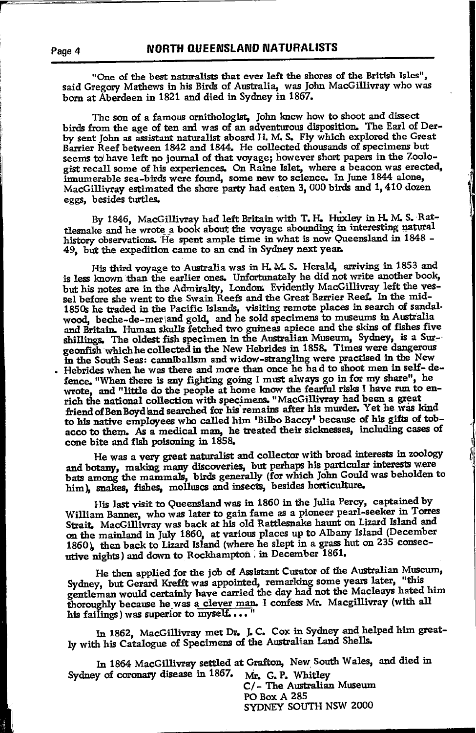"One of the best naturalists that ever left the shores of the British Isles", said Gregory Mathews in his *Birds of Australia*, was John MacGillivray who was born at Aberdeen in 1821 and died in Sydney in 1867.

The son of a famous ornithologist, John knew how to shoot and dissect birds from the age of ten and was of an adventurous disposition. The Earl of Derby sent John as assistant naturalist aboard H. M. S. Fly which explored the Great Barrier Reef between 1842 and 1844. He collected thousands of specimens but seems to have left no journal of that voyage; however short papers in the Zoologist recall some of his experiences. On Raine Islet, where a beacon was erected, innumerable sea-birds were found, some new to science. In June 1844 alone, MacGillivray estimated the shore party had eaten 3, 000 birds and 1, 410 dozen eggs, besides turtles.

By 1846, MacGillivray had left Britain with T. H. Huxley in H. M. S. Rattlesnake and he wrote a book about the voyage abounding in interesting natural history observations. He spent ample time in what is now Queensland in 1848 - 49, but the expedition came to an end in Sydney next year.

His third voyage to Australia was in H. M. S. Herald, arriving in 1853 and is less known than the earlier ones. Unfortunately he did not write another book, but his notes are in the Admiralty, London. Evidently MacGillivray left the vessel before she went to the Swain Reefs and the Great Barrier Reef. In the mid-1850s he traded in the Pacific Islands, visiting remote places in search of sandalwood, beche-de-mer and gold, and he sold specimens to museums in Australia and Britain. Human skulls fetched two guineas apiece and the skins of fishes five shillings. The oldest fish specimen in the Australian Museum, Sydney, is a Surgeonfish which he collected in the New Hebrides in 1858. Times were dangerous in the South Seas: cannibalism and widow-strangling were practised in the New Hebrides when he was there and more than once he had to shoot men in self-defence. "When there is any fighting going I must always go in for my share", he wrote, and "little do the people at home know the fearful risks I have run to enrich the national collection with specimens. "MacGillivray had been a great friend of Ben Boyd and searched for his remains after his murder. Yet he was kind to his native employees who called him 'Bilbo Baccy' because of his gifts of tobacco to them. As a medical man, he treated their sicknesses, including cases of cone bite and fish poisoning in 1858.

He was a very great naturalist and collector with broad interests in zoology and botany, making many discoveries, but perhaps his particular interests were bats among the mammals, birds generally (for which John Gould was beholden to him), snakes, fishes, molluscs and insects, besides horticulture.

His last visit to Queensland was in 1860 in the Julia Percy, captained by William Banner, who was later to gain fame as a pioneer pearl-seeker in Torres Strait. MacGillivray was back at his old Rattlesnake haunt on Lizard Island and on the mainland in July 1860, at various places up to Albany Island (December 1860), then back to Lizard Island (where he slept in a grass hut on 235 consecutive nights) and down to Rockhampton in December 1861.

He then applied for the job of Assistant Curator of the Australian Museum, Sydney, but Gerard Krefft was appointed, remarking some years later, "this gentleman would certainly have carried the day had not the Macleays hated him thoroughly because he was a clever man. I confess Mr. Macgillivray (with all his failings) was superior to myself...."

In 1862, MacGillivray met Dr. J. C. Cox in Sydney and helped him greatly with his Catalogue of Specimens of the Australian Land Shells.

In 1864 MacGillivray settled at Grafton, New South Wales, and died in Sydney of coronary disease in 1867.

Mr. G. P. Whitley  
C/- The Australian Museum  
PO Box A 285  
SYDNEY SOUTH NSW 2000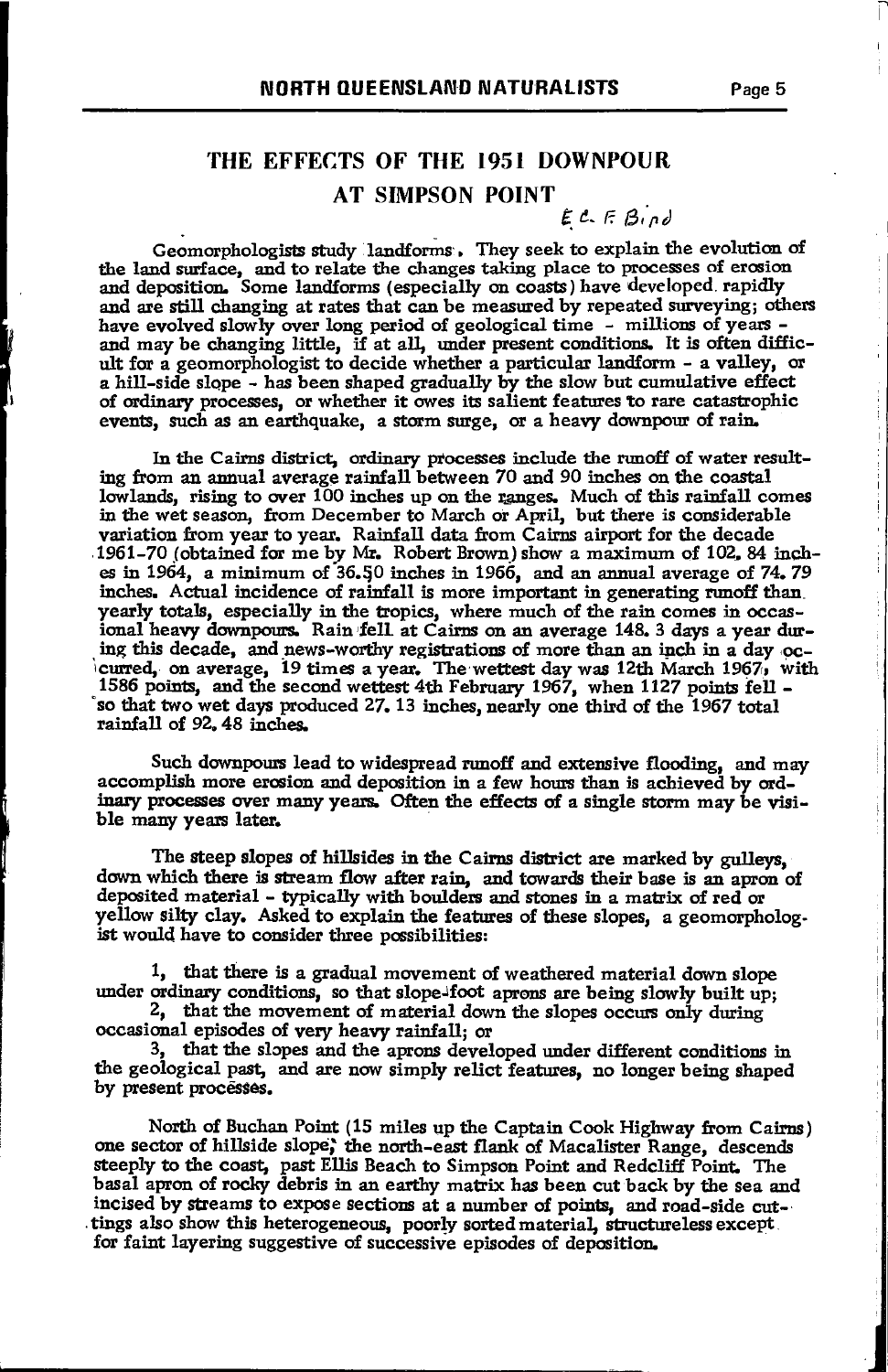# THE EFFECTS OF THE 1951 DOWNPOUR AT SIMPSON POINT

*E. C. F. Bird*

Geomorphologists study landforms. They seek to explain the evolution of the land surface, and to relate the changes taking place to processes of erosion and deposition. Some landforms (especially on coasts) have developed rapidly and are still changing at rates that can be measured by repeated surveying; others have evolved slowly over long period of geological time - millions of years - and may be changing little, if at all, under present conditions. It is often difficult for a geomorphologist to decide whether a particular landform - a valley, or a hill-side slope - has been shaped gradually by the slow but cumulative effect of ordinary processes, or whether it owes its salient features to rare catastrophic events, such as an earthquake, a storm surge, or a heavy downpour of rain.

In the Cairns district, ordinary processes include the runoff of water resulting from an annual average rainfall between 70 and 90 inches on the coastal lowlands, rising to over 100 inches up on the ranges. Much of this rainfall comes in the wet season, from December to March or April, but there is considerable variation from year to year. Rainfall data from Cairns airport for the decade 1961-70 (obtained for me by Mr. Robert Brown) show a maximum of 102.84 inches in 1964, a minimum of 36.50 inches in 1966, and an annual average of 74.79 inches. Actual incidence of rainfall is more important in generating runoff than yearly totals, especially in the tropics, where much of the rain comes in occasional heavy downpours. Rain fell at Cairns on an average 148.3 days a year during this decade, and news-worthy registrations of more than an inch in a day occurred, on average, 19 times a year. The wettest day was 12th March 1967, with 1586 points, and the second wettest 4th February 1967, when 1127 points fell - so that two wet days produced 27.13 inches, nearly one third of the 1967 total rainfall of 92.48 inches.

Such downpours lead to widespread runoff and extensive flooding, and may accomplish more erosion and deposition in a few hours than is achieved by ordinary processes over many years. Often the effects of a single storm may be visible many years later.

The steep slopes of hillsides in the Cairns district are marked by gulleys, down which there is stream flow after rain, and towards their base is an apron of deposited material - typically with boulders and stones in a matrix of red or yellow silty clay. Asked to explain the features of these slopes, a geomorphologist would have to consider three possibilities:

1, that there is a gradual movement of weathered material down slope under ordinary conditions, so that slope-foot aprons are being slowly built up;

2, that the movement of material down the slopes occurs only during occasional episodes of very heavy rainfall; or

3, that the slopes and the aprons developed under different conditions in the geological past, and are now simply relict features, no longer being shaped by present processes.

North of Buchan Point (15 miles up the Captain Cook Highway from Cairns) one sector of hillside slope, the north-east flank of Macalister Range, descends steeply to the coast, past Ellis Beach to Simpson Point and Redcliff Point. The basal apron of rocky debris in an earthy matrix has been cut back by the sea and incised by streams to expose sections at a number of points, and road-side cuttings also show this heterogeneous, poorly sorted material, structureless except for faint layering suggestive of successive episodes of deposition.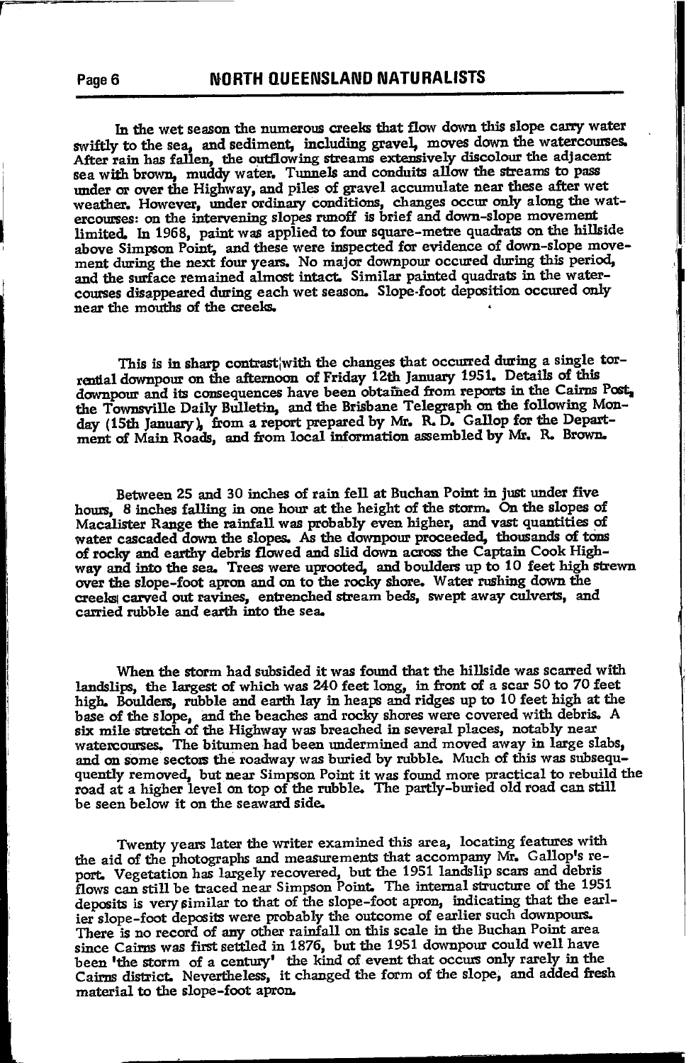In the wet season the numerous creeks that flow down this slope carry water swiftly to the sea, and sediment, including gravel, moves down the watercourses. After rain has fallen, the outflowing streams extensively discolour the adjacent sea with brown, muddy water. Tunnels and conduits allow the streams to pass under or over the Highway, and piles of gravel accumulate near these after wet weather. However, under ordinary conditions, changes occur only along the watercourses: on the intervening slopes runoff is brief and down-slope movement limited. In 1968, paint was applied to four square-metre quadrats on the hillside above Simpson Point, and these were inspected for evidence of down-slope movement during the next four years. No major downpour occured during this period, and the surface remained almost intact. Similar painted quadrats in the watercourses disappeared during each wet season. Slope-foot deposition occured only near the mouths of the creeks.

This is in sharp contrast with the changes that occurred during a single torrential downpour on the afternoon of Friday 12th January 1951. Details of this downpour and its consequences have been obtained from reports in the Cairns Post, the Townsville Daily Bulletin, and the Brisbane Telegraph on the following Monday (15th January), from a report prepared by Mr. R. D. Gallop for the Department of Main Roads, and from local information assembled by Mr. R. Brown.

Between 25 and 30 inches of rain fell at Buchan Point in just under five hours, 8 inches falling in one hour at the height of the storm. On the slopes of Macalister Range the rainfall was probably even higher, and vast quantities of water cascaded down the slopes. As the downpour proceeded, thousands of tons of rocky and earthy debris flowed and slid down across the Captain Cook Highway and into the sea. Trees were uprooted, and boulders up to 10 feet high strewn over the slope-foot apron and on to the rocky shore. Water rushing down the creeks carved out ravines, entrenched stream beds, swept away culverts, and carried rubble and earth into the sea.

When the storm had subsided it was found that the hillside was scarred with landslips, the largest of which was 240 feet long, in front of a scar 50 to 70 feet high. Boulders, rubble and earth lay in heaps and ridges up to 10 feet high at the base of the slope, and the beaches and rocky shores were covered with debris. A six mile stretch of the Highway was breached in several places, notably near watercourses. The bitumen had been undermined and moved away in large slabs, and on some sectors the roadway was buried by rubble. Much of this was subsequently removed, but near Simpson Point it was found more practical to rebuild the road at a higher level on top of the rubble. The partly-buried old road can still be seen below it on the seaward side.

Twenty years later the writer examined this area, locating features with the aid of the photographs and measurements that accompany Mr. Gallop's report. Vegetation has largely recovered, but the 1951 landslip scars and debris flows can still be traced near Simpson Point. The internal structure of the 1951 deposits is very similar to that of the slope-foot apron, indicating that the earlier slope-foot deposits were probably the outcome of earlier such downpours. There is no record of any other rainfall on this scale in the Buchan Point area since Cairns was first settled in 1876, but the 1951 downpour could well have been 'the storm of a century' the kind of event that occurs only rarely in the Cairns district. Nevertheless, it changed the form of the slope, and added fresh material to the slope-foot apron.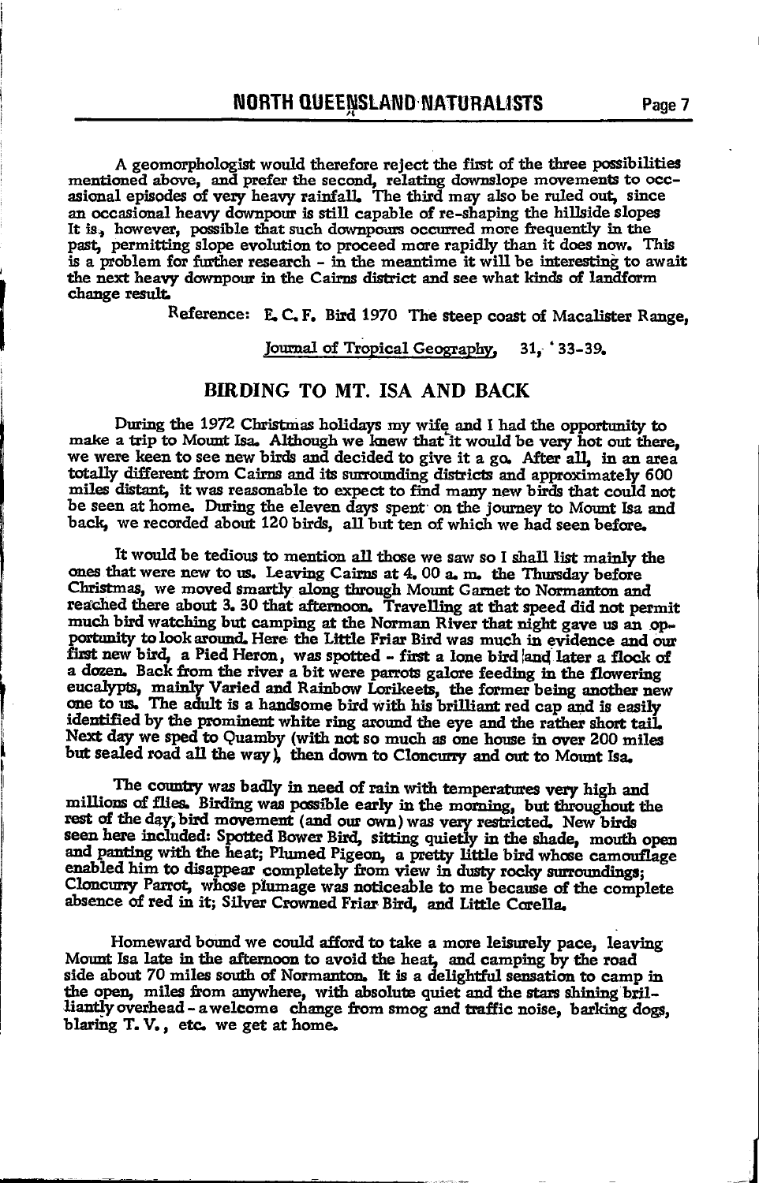A geomorphologist would therefore reject the first of the three possibilities mentioned above, and prefer the second, relating downslope movements to occasional episodes of very heavy rainfall. The third may also be ruled out, since an occasional heavy downpour is still capable of re-shaping the hillside slopes It is, however, possible that such downpours occurred more frequently in the past, permitting slope evolution to proceed more rapidly than it does now. This is a problem for further research - in the meantime it will be interesting to await the next heavy downpour in the Cairns district and see what kinds of landform change result.

Reference: E. C. F. Bird 1970 The steep coast of Macalister Range, Journal of Tropical Geography, 31, 33-39.

## BIRDING TO MT. ISA AND BACK

During the 1972 Christmas holidays my wife and I had the opportunity to make a trip to Mount Isa. Although we knew that it would be very hot out there, we were keen to see new birds and decided to give it a go. After all, in an area totally different from Cairns and its surrounding districts and approximately 600 miles distant, it was reasonable to expect to find many new birds that could not be seen at home. During the eleven days spent on the journey to Mount Isa and back, we recorded about 120 birds, all but ten of which we had seen before.

It would be tedious to mention all those we saw so I shall list mainly the ones that were new to us. Leaving Cairns at 4. 00 a. m. the Thursday before Christmas, we moved smartly along through Mount Garnet to Normanton and reached there about 3. 30 that afternoon. Travelling at that speed did not permit much bird watching but camping at the Norman River that night gave us an opportunity to look around. Here the Little Friar Bird was much in evidence and our first new bird, a Pied Heron, was spotted - first a lone bird and later a flock of a dozen. Back from the river a bit were parrots galore feeding in the flowering eucalypts, mainly Varied and Rainbow Lorikeets, the former being another new one to us. The adult is a handsome bird with his brilliant red cap and is easily identified by the prominent white ring around the eye and the rather short tail. Next day we sped to Quamby (with not so much as one house in over 200 miles but sealed road all the way), then down to Cloncurry and out to Mount Isa.

The country was badly in need of rain with temperatures very high and millions of flies. Birding was possible early in the morning, but throughout the rest of the day, bird movement (and our own) was very restricted. New birds seen here included: Spotted Bower Bird, sitting quietly in the shade, mouth open and panting with the heat; Plumed Pigeon, a pretty little bird whose camouflage enabled him to disappear completely from view in dusty rocky surroundings; Cloncurry Parrot, whose plumage was noticeable to me because of the complete absence of red in it; Silver Crowned Friar Bird, and Little Corella.

Homeward bound we could afford to take a more leisurely pace, leaving Mount Isa late in the afternoon to avoid the heat, and camping by the road side about 70 miles south of Normanton. It is a delightful sensation to camp in the open, miles from anywhere, with absolute quiet and the stars shining brilliantly overhead - a welcome change from smog and traffic noise, barking dogs, blaring T. V., etc. we get at home.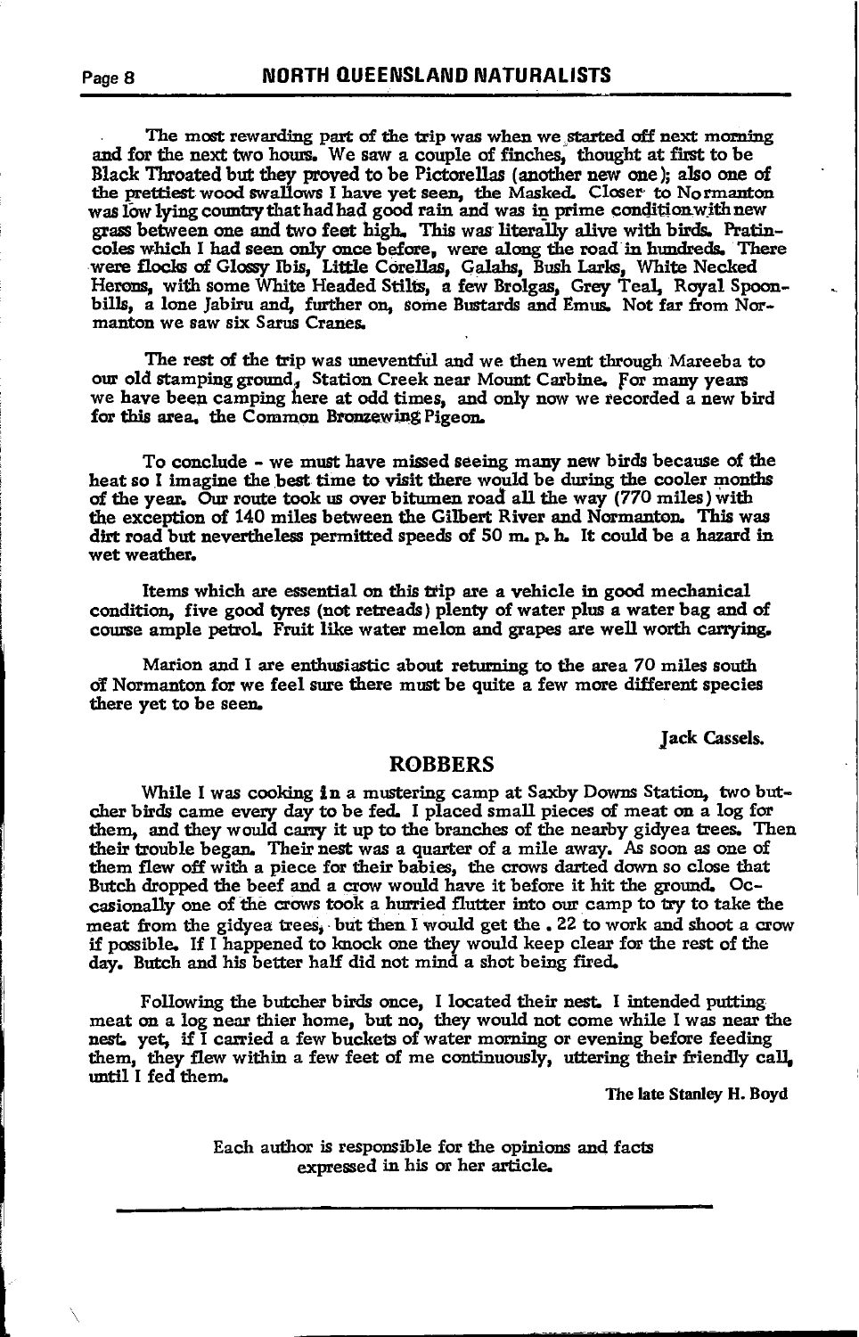The most rewarding part of the trip was when we started off next morning and for the next two hours. We saw a couple of finches, thought at first to be Black Throated but they proved to be Pictorellas (another new one); also one of the prettiest wood swallows I have yet seen, the Masked. Closer to Normanton was low lying country that had had good rain and was in prime condition with new grass between one and two feet high. This was literally alive with birds. Pratincoles which I had seen only once before, were along the road in hundreds. There were flocks of Glossy Ibis, Little Corellas, Galahs, Bush Larks, White Necked Herons, with some White Headed Stilts, a few Brolgas, Grey Teal, Royal Spoonbills, a lone Jabiru and, further on, some Bustards and Emus. Not far from Normanton we saw six Sarus Cranes.

The rest of the trip was uneventful and we then went through Mareeba to our old stamping ground, Station Creek near Mount Carbine. For many years we have been camping here at odd times, and only now we recorded a new bird for this area, the Common Bronzewing Pigeon.

To conclude - we must have missed seeing many new birds because of the heat so I imagine the best time to visit there would be during the cooler months of the year. Our route took us over bitumen road all the way (770 miles) with the exception of 140 miles between the Gilbert River and Normanton. This was dirt road but nevertheless permitted speeds of 50 m. p. h. It could be a hazard in wet weather.

Items which are essential on this trip are a vehicle in good mechanical condition, five good tyres (not retreads) plenty of water plus a water bag and of course ample petrol. Fruit like water melon and grapes are well worth carrying.

Marion and I are enthusiastic about returning to the area 70 miles south of Normanton for we feel sure there must be quite a few more different species there yet to be seen.

Jack Cassels.

## ROBBERS

While I was cooking in a mustering camp at Saxby Downs Station, two butcher birds came every day to be fed. I placed small pieces of meat on a log for them, and they would carry it up to the branches of the nearby gidyea trees. Then their trouble began. Their nest was a quarter of a mile away. As soon as one of them flew off with a piece for their babies, the crows darted down so close that Butch dropped the beef and a crow would have it before it hit the ground. Occasionally one of the crows took a hurried flutter into our camp to try to take the meat from the gidyea trees, but then I would get the . 22 to work and shoot a crow if possible. If I happened to knock one they would keep clear for the rest of the day. Butch and his better half did not mind a shot being fired.

Following the butcher birds once, I located their nest. I intended putting meat on a log near thier home, but no, they would not come while I was near the nest. yet, if I carried a few buckets of water morning or evening before feeding them, they flew within a few feet of me continuously, uttering their friendly call, until I fed them.

The late Stanley H. Boyd

Each author is responsible for the opinions and facts expressed in his or her article.